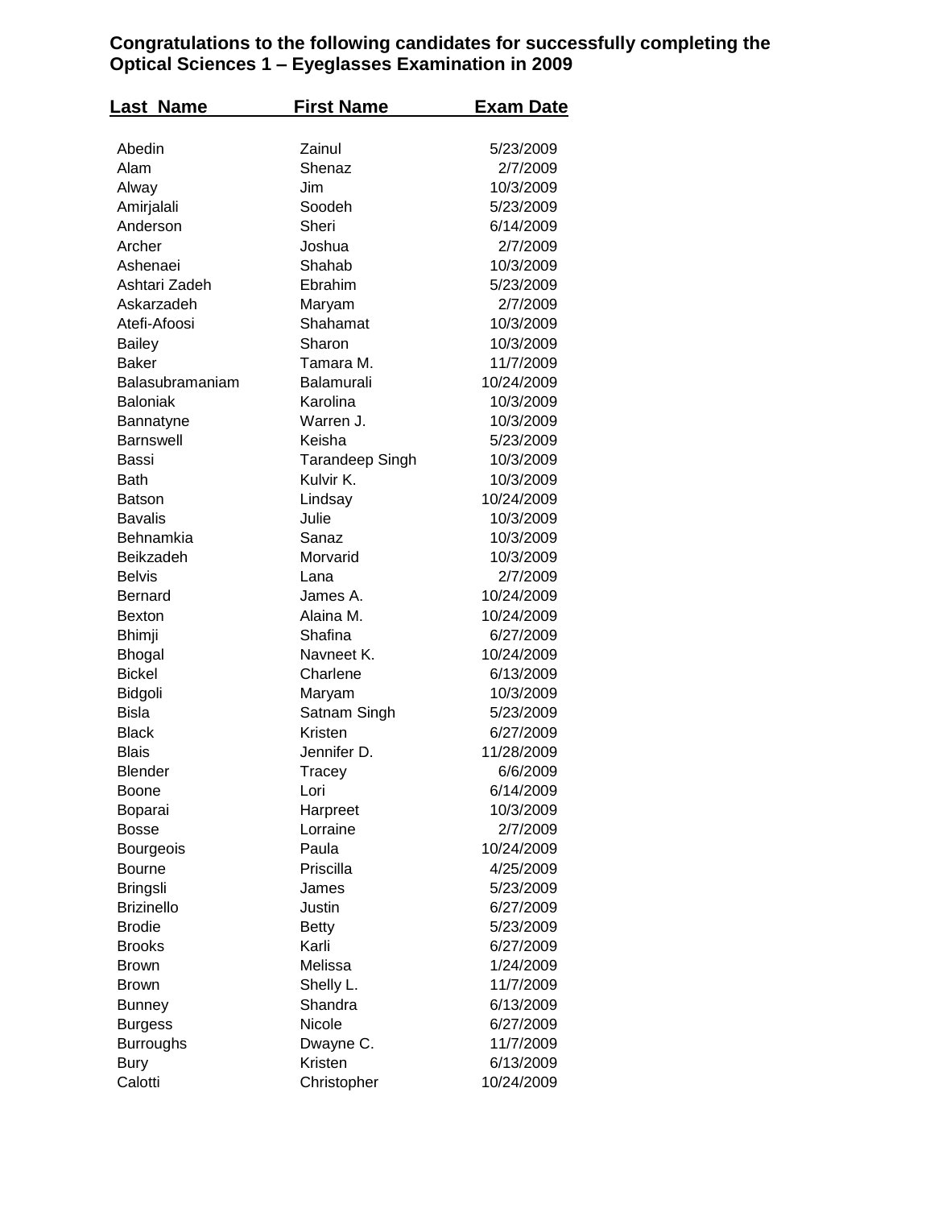**Congratulations to the following candidates for successfully completing the Optical Sciences 1 – Eyeglasses Examination in 2009**

| Last Name | First Name | Exam Date |
|---|---|---|
| Abedin | Zainul | 5/23/2009 |
| Alam | Shenaz | 2/7/2009 |
| Alway | Jim | 10/3/2009 |
| Amirjalali | Soodeh | 5/23/2009 |
| Anderson | Sheri | 6/14/2009 |
| Archer | Joshua | 2/7/2009 |
| Ashenaei | Shahab | 10/3/2009 |
| Ashtari Zadeh | Ebrahim | 5/23/2009 |
| Askarzadeh | Maryam | 2/7/2009 |
| Atefi-Afoosi | Shahamat | 10/3/2009 |
| Bailey | Sharon | 10/3/2009 |
| Baker | Tamara M. | 11/7/2009 |
| Balasubramaniam | Balamurali | 10/24/2009 |
| Baloniak | Karolina | 10/3/2009 |
| Bannatyne | Warren J. | 10/3/2009 |
| Barnswell | Keisha | 5/23/2009 |
| Bassi | Tarandeep Singh | 10/3/2009 |
| Bath | Kulvir K. | 10/3/2009 |
| Batson | Lindsay | 10/24/2009 |
| Bavalis | Julie | 10/3/2009 |
| Behnamkia | Sanaz | 10/3/2009 |
| Beikzadeh | Morvarid | 10/3/2009 |
| Belvis | Lana | 2/7/2009 |
| Bernard | James A. | 10/24/2009 |
| Bexton | Alaina M. | 10/24/2009 |
| Bhimji | Shafina | 6/27/2009 |
| Bhogal | Navneet K. | 10/24/2009 |
| Bickel | Charlene | 6/13/2009 |
| Bidgoli | Maryam | 10/3/2009 |
| Bisla | Satnam Singh | 5/23/2009 |
| Black | Kristen | 6/27/2009 |
| Blais | Jennifer D. | 11/28/2009 |
| Blender | Tracey | 6/6/2009 |
| Boone | Lori | 6/14/2009 |
| Boparai | Harpreet | 10/3/2009 |
| Bosse | Lorraine | 2/7/2009 |
| Bourgeois | Paula | 10/24/2009 |
| Bourne | Priscilla | 4/25/2009 |
| Bringsli | James | 5/23/2009 |
| Brizinello | Justin | 6/27/2009 |
| Brodie | Betty | 5/23/2009 |
| Brooks | Karli | 6/27/2009 |
| Brown | Melissa | 1/24/2009 |
| Brown | Shelly L. | 11/7/2009 |
| Bunney | Shandra | 6/13/2009 |
| Burgess | Nicole | 6/27/2009 |
| Burroughs | Dwayne C. | 11/7/2009 |
| Bury | Kristen | 6/13/2009 |
| Calotti | Christopher | 10/24/2009 |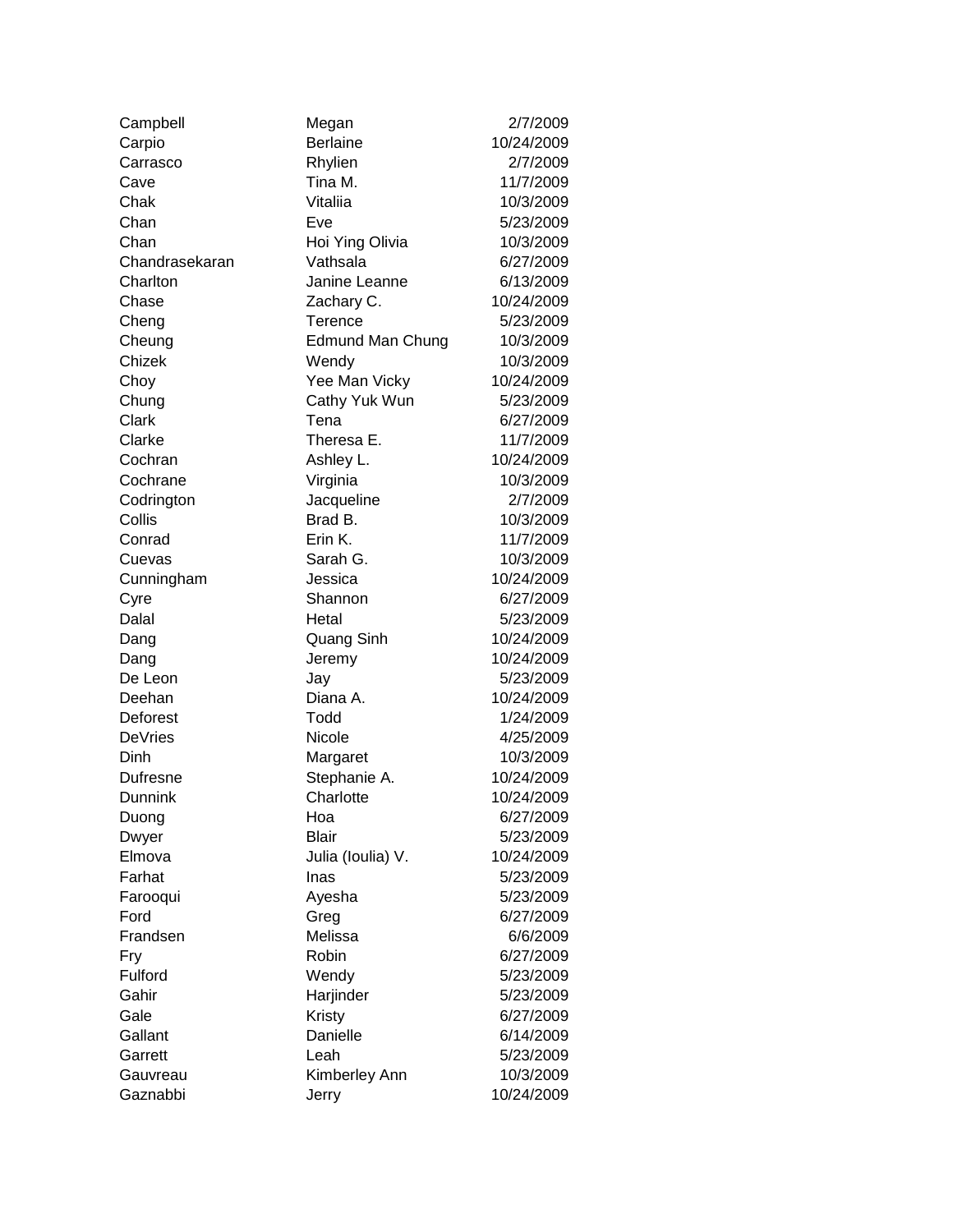| | | |
|---|---|---|
| Campbell | Megan | 2/7/2009 |
| Carpio | Berlaine | 10/24/2009 |
| Carrasco | Rhylien | 2/7/2009 |
| Cave | Tina M. | 11/7/2009 |
| Chak | Vitaliia | 10/3/2009 |
| Chan | Eve | 5/23/2009 |
| Chan | Hoi Ying Olivia | 10/3/2009 |
| Chandrasekaran | Vathsala | 6/27/2009 |
| Charlton | Janine Leanne | 6/13/2009 |
| Chase | Zachary C. | 10/24/2009 |
| Cheng | Terence | 5/23/2009 |
| Cheung | Edmund Man Chung | 10/3/2009 |
| Chizek | Wendy | 10/3/2009 |
| Choy | Yee Man Vicky | 10/24/2009 |
| Chung | Cathy Yuk Wun | 5/23/2009 |
| Clark | Tena | 6/27/2009 |
| Clarke | Theresa E. | 11/7/2009 |
| Cochran | Ashley L. | 10/24/2009 |
| Cochrane | Virginia | 10/3/2009 |
| Codrington | Jacqueline | 2/7/2009 |
| Collis | Brad B. | 10/3/2009 |
| Conrad | Erin K. | 11/7/2009 |
| Cuevas | Sarah G. | 10/3/2009 |
| Cunningham | Jessica | 10/24/2009 |
| Cyre | Shannon | 6/27/2009 |
| Dalal | Hetal | 5/23/2009 |
| Dang | Quang Sinh | 10/24/2009 |
| Dang | Jeremy | 10/24/2009 |
| De Leon | Jay | 5/23/2009 |
| Deehan | Diana A. | 10/24/2009 |
| Deforest | Todd | 1/24/2009 |
| DeVries | Nicole | 4/25/2009 |
| Dinh | Margaret | 10/3/2009 |
| Dufresne | Stephanie A. | 10/24/2009 |
| Dunnink | Charlotte | 10/24/2009 |
| Duong | Hoa | 6/27/2009 |
| Dwyer | Blair | 5/23/2009 |
| Elmova | Julia (Ioulia) V. | 10/24/2009 |
| Farhat | Inas | 5/23/2009 |
| Farooqui | Ayesha | 5/23/2009 |
| Ford | Greg | 6/27/2009 |
| Frandsen | Melissa | 6/6/2009 |
| Fry | Robin | 6/27/2009 |
| Fulford | Wendy | 5/23/2009 |
| Gahir | Harjinder | 5/23/2009 |
| Gale | Kristy | 6/27/2009 |
| Gallant | Danielle | 6/14/2009 |
| Garrett | Leah | 5/23/2009 |
| Gauvreau | Kimberley Ann | 10/3/2009 |
| Gaznabbi | Jerry | 10/24/2009 |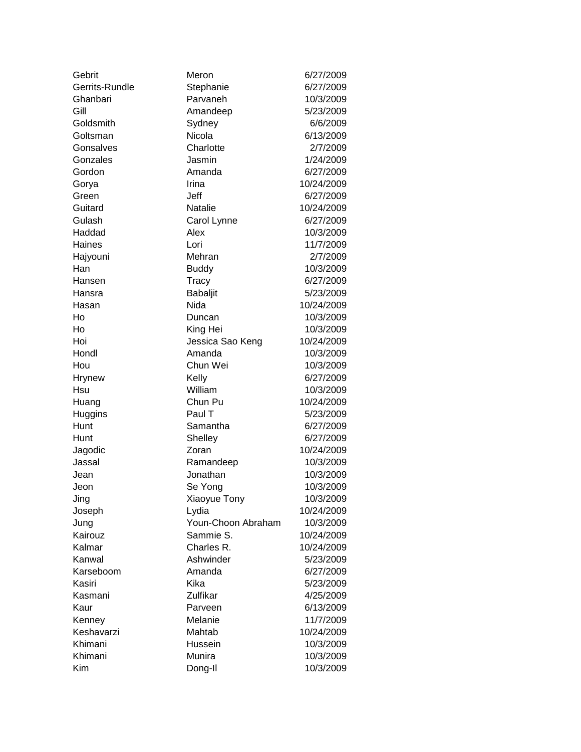| | | |
|---|---|---|
| Gebrit | Meron | 6/27/2009 |
| Gerrits-Rundle | Stephanie | 6/27/2009 |
| Ghanbari | Parvaneh | 10/3/2009 |
| Gill | Amandeep | 5/23/2009 |
| Goldsmith | Sydney | 6/6/2009 |
| Goltsman | Nicola | 6/13/2009 |
| Gonsalves | Charlotte | 2/7/2009 |
| Gonzales | Jasmin | 1/24/2009 |
| Gordon | Amanda | 6/27/2009 |
| Gorya | Irina | 10/24/2009 |
| Green | Jeff | 6/27/2009 |
| Guitard | Natalie | 10/24/2009 |
| Gulash | Carol Lynne | 6/27/2009 |
| Haddad | Alex | 10/3/2009 |
| Haines | Lori | 11/7/2009 |
| Hajyouni | Mehran | 2/7/2009 |
| Han | Buddy | 10/3/2009 |
| Hansen | Tracy | 6/27/2009 |
| Hansra | Babaljit | 5/23/2009 |
| Hasan | Nida | 10/24/2009 |
| Ho | Duncan | 10/3/2009 |
| Ho | King Hei | 10/3/2009 |
| Hoi | Jessica Sao Keng | 10/24/2009 |
| Hondl | Amanda | 10/3/2009 |
| Hou | Chun Wei | 10/3/2009 |
| Hrynew | Kelly | 6/27/2009 |
| Hsu | William | 10/3/2009 |
| Huang | Chun Pu | 10/24/2009 |
| Huggins | Paul T | 5/23/2009 |
| Hunt | Samantha | 6/27/2009 |
| Hunt | Shelley | 6/27/2009 |
| Jagodic | Zoran | 10/24/2009 |
| Jassal | Ramandeep | 10/3/2009 |
| Jean | Jonathan | 10/3/2009 |
| Jeon | Se Yong | 10/3/2009 |
| Jing | Xiaoyue Tony | 10/3/2009 |
| Joseph | Lydia | 10/24/2009 |
| Jung | Youn-Choon Abraham | 10/3/2009 |
| Kairouz | Sammie S. | 10/24/2009 |
| Kalmar | Charles R. | 10/24/2009 |
| Kanwal | Ashwinder | 5/23/2009 |
| Karseboom | Amanda | 6/27/2009 |
| Kasiri | Kika | 5/23/2009 |
| Kasmani | Zulfikar | 4/25/2009 |
| Kaur | Parveen | 6/13/2009 |
| Kenney | Melanie | 11/7/2009 |
| Keshavarzi | Mahtab | 10/24/2009 |
| Khimani | Hussein | 10/3/2009 |
| Khimani | Munira | 10/3/2009 |
| Kim | Dong-Il | 10/3/2009 |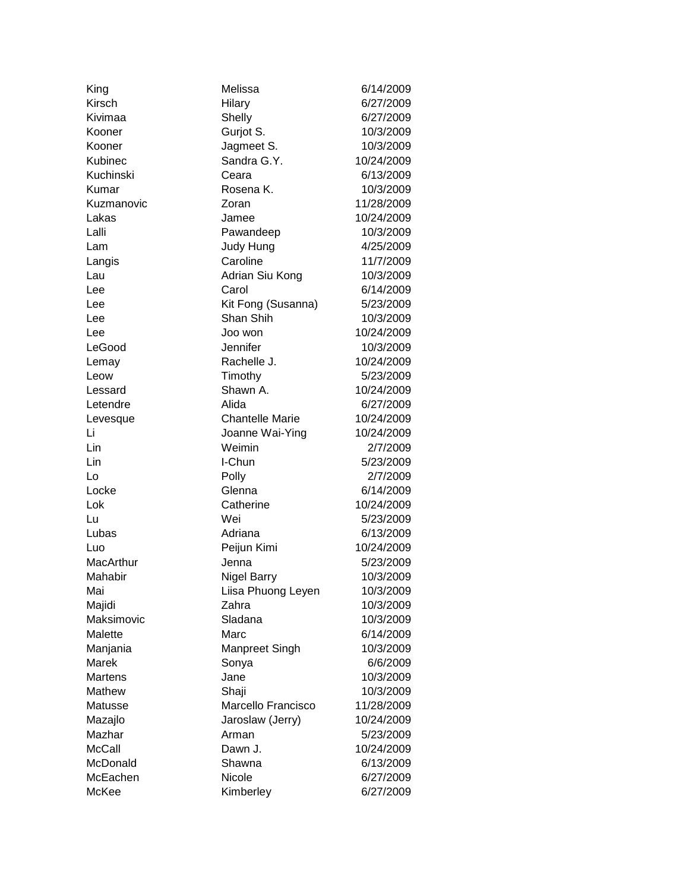| | | |
|---|---|---|
| King | Melissa | 6/14/2009 |
| Kirsch | Hilary | 6/27/2009 |
| Kivimaa | Shelly | 6/27/2009 |
| Kooner | Gurjot S. | 10/3/2009 |
| Kooner | Jagmeet S. | 10/3/2009 |
| Kubinec | Sandra G.Y. | 10/24/2009 |
| Kuchinski | Ceara | 6/13/2009 |
| Kumar | Rosena K. | 10/3/2009 |
| Kuzmanovic | Zoran | 11/28/2009 |
| Lakas | Jamee | 10/24/2009 |
| Lalli | Pawandeep | 10/3/2009 |
| Lam | Judy Hung | 4/25/2009 |
| Langis | Caroline | 11/7/2009 |
| Lau | Adrian Siu Kong | 10/3/2009 |
| Lee | Carol | 6/14/2009 |
| Lee | Kit Fong (Susanna) | 5/23/2009 |
| Lee | Shan Shih | 10/3/2009 |
| Lee | Joo won | 10/24/2009 |
| LeGood | Jennifer | 10/3/2009 |
| Lemay | Rachelle J. | 10/24/2009 |
| Leow | Timothy | 5/23/2009 |
| Lessard | Shawn A. | 10/24/2009 |
| Letendre | Alida | 6/27/2009 |
| Levesque | Chantelle Marie | 10/24/2009 |
| Li | Joanne Wai-Ying | 10/24/2009 |
| Lin | Weimin | 2/7/2009 |
| Lin | I-Chun | 5/23/2009 |
| Lo | Polly | 2/7/2009 |
| Locke | Glenna | 6/14/2009 |
| Lok | Catherine | 10/24/2009 |
| Lu | Wei | 5/23/2009 |
| Lubas | Adriana | 6/13/2009 |
| Luo | Peijun Kimi | 10/24/2009 |
| MacArthur | Jenna | 5/23/2009 |
| Mahabir | Nigel Barry | 10/3/2009 |
| Mai | Liisa Phuong Leyen | 10/3/2009 |
| Majidi | Zahra | 10/3/2009 |
| Maksimovic | Sladana | 10/3/2009 |
| Malette | Marc | 6/14/2009 |
| Manjania | Manpreet Singh | 10/3/2009 |
| Marek | Sonya | 6/6/2009 |
| Martens | Jane | 10/3/2009 |
| Mathew | Shaji | 10/3/2009 |
| Matusse | Marcello Francisco | 11/28/2009 |
| Mazajlo | Jaroslaw (Jerry) | 10/24/2009 |
| Mazhar | Arman | 5/23/2009 |
| McCall | Dawn J. | 10/24/2009 |
| McDonald | Shawna | 6/13/2009 |
| McEachen | Nicole | 6/27/2009 |
| McKee | Kimberley | 6/27/2009 |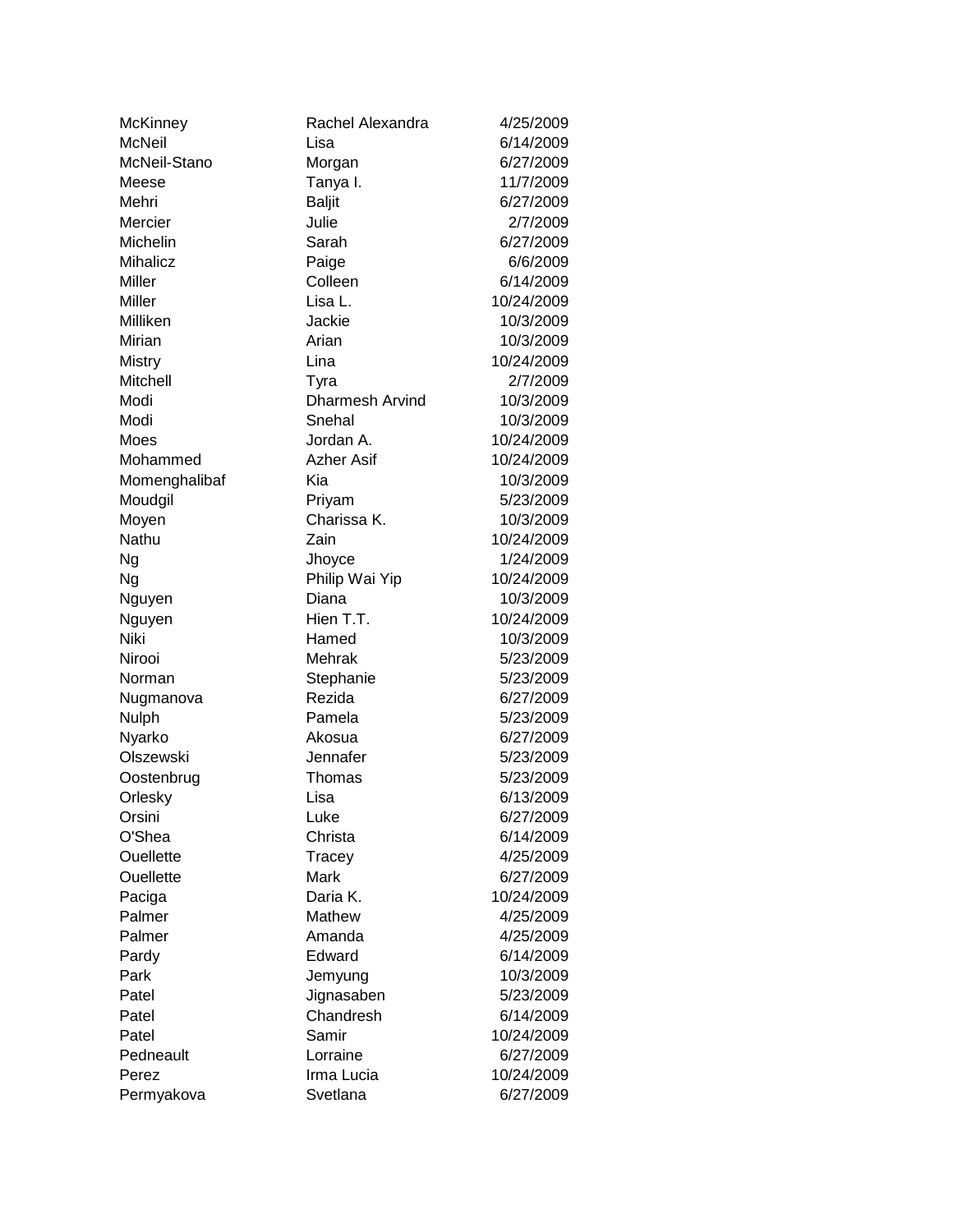| | | |
|---|---|---|
| McKinney | Rachel Alexandra | 4/25/2009 |
| McNeil | Lisa | 6/14/2009 |
| McNeil-Stano | Morgan | 6/27/2009 |
| Meese | Tanya I. | 11/7/2009 |
| Mehri | Baljit | 6/27/2009 |
| Mercier | Julie | 2/7/2009 |
| Michelin | Sarah | 6/27/2009 |
| Mihalicz | Paige | 6/6/2009 |
| Miller | Colleen | 6/14/2009 |
| Miller | Lisa L. | 10/24/2009 |
| Milliken | Jackie | 10/3/2009 |
| Mirian | Arian | 10/3/2009 |
| Mistry | Lina | 10/24/2009 |
| Mitchell | Tyra | 2/7/2009 |
| Modi | Dharmesh Arvind | 10/3/2009 |
| Modi | Snehal | 10/3/2009 |
| Moes | Jordan A. | 10/24/2009 |
| Mohammed | Azher Asif | 10/24/2009 |
| Momenghalibaf | Kia | 10/3/2009 |
| Moudgil | Priyam | 5/23/2009 |
| Moyen | Charissa K. | 10/3/2009 |
| Nathu | Zain | 10/24/2009 |
| Ng | Jhoyce | 1/24/2009 |
| Ng | Philip Wai Yip | 10/24/2009 |
| Nguyen | Diana | 10/3/2009 |
| Nguyen | Hien T.T. | 10/24/2009 |
| Niki | Hamed | 10/3/2009 |
| Nirooi | Mehrak | 5/23/2009 |
| Norman | Stephanie | 5/23/2009 |
| Nugmanova | Rezida | 6/27/2009 |
| Nulph | Pamela | 5/23/2009 |
| Nyarko | Akosua | 6/27/2009 |
| Olszewski | Jennafer | 5/23/2009 |
| Oostenbrug | Thomas | 5/23/2009 |
| Orlesky | Lisa | 6/13/2009 |
| Orsini | Luke | 6/27/2009 |
| O'Shea | Christa | 6/14/2009 |
| Ouellette | Tracey | 4/25/2009 |
| Ouellette | Mark | 6/27/2009 |
| Paciga | Daria K. | 10/24/2009 |
| Palmer | Mathew | 4/25/2009 |
| Palmer | Amanda | 4/25/2009 |
| Pardy | Edward | 6/14/2009 |
| Park | Jemyung | 10/3/2009 |
| Patel | Jignasaben | 5/23/2009 |
| Patel | Chandresh | 6/14/2009 |
| Patel | Samir | 10/24/2009 |
| Pedneault | Lorraine | 6/27/2009 |
| Perez | Irma Lucia | 10/24/2009 |
| Permyakova | Svetlana | 6/27/2009 |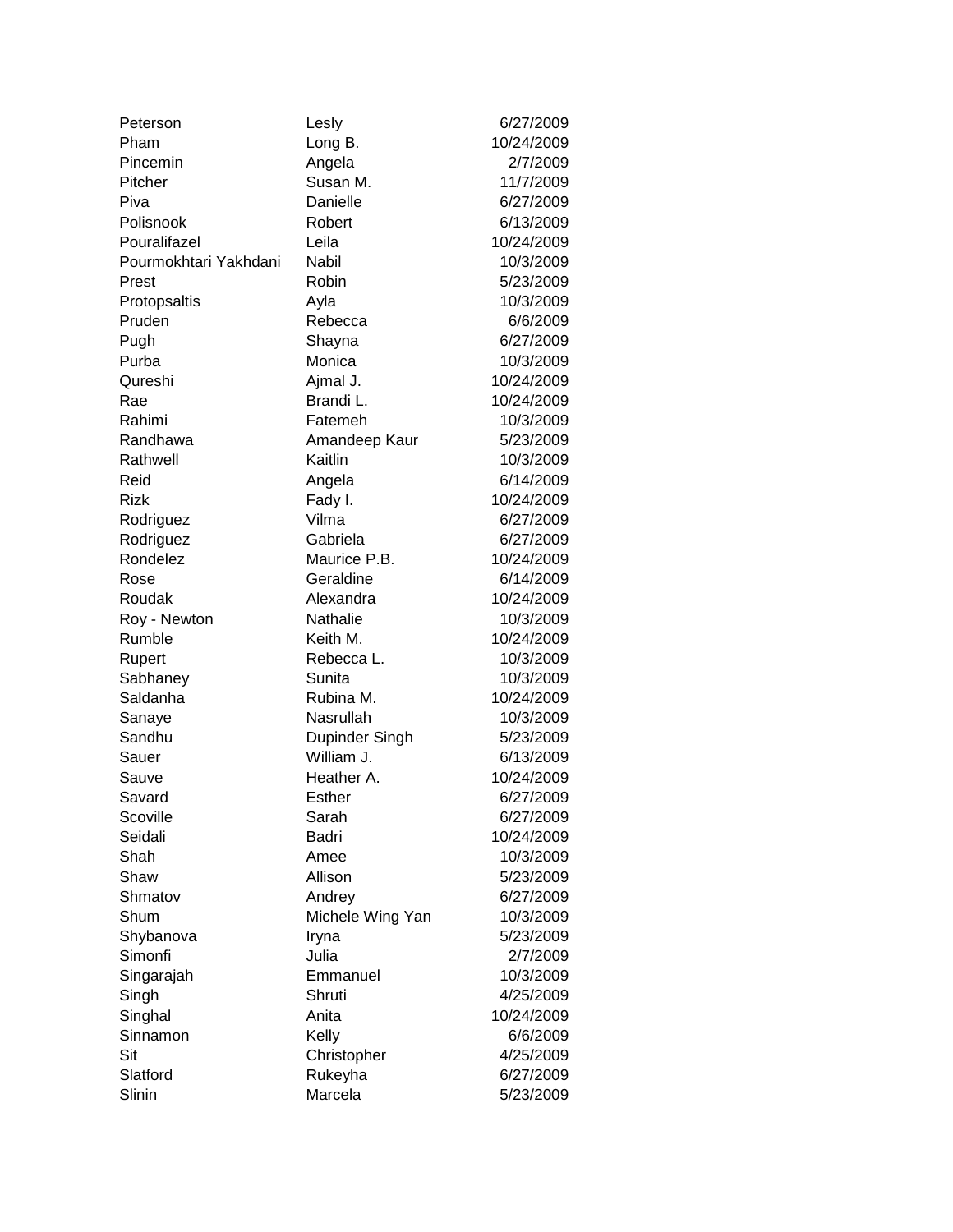| | | |
|---|---|---|
| Peterson | Lesly | 6/27/2009 |
| Pham | Long B. | 10/24/2009 |
| Pincemin | Angela | 2/7/2009 |
| Pitcher | Susan M. | 11/7/2009 |
| Piva | Danielle | 6/27/2009 |
| Polisnook | Robert | 6/13/2009 |
| Pouralifazel | Leila | 10/24/2009 |
| Pourmokhtari Yakhdani | Nabil | 10/3/2009 |
| Prest | Robin | 5/23/2009 |
| Protopsaltis | Ayla | 10/3/2009 |
| Pruden | Rebecca | 6/6/2009 |
| Pugh | Shayna | 6/27/2009 |
| Purba | Monica | 10/3/2009 |
| Qureshi | Ajmal J. | 10/24/2009 |
| Rae | Brandi L. | 10/24/2009 |
| Rahimi | Fatemeh | 10/3/2009 |
| Randhawa | Amandeep Kaur | 5/23/2009 |
| Rathwell | Kaitlin | 10/3/2009 |
| Reid | Angela | 6/14/2009 |
| Rizk | Fady I. | 10/24/2009 |
| Rodriguez | Vilma | 6/27/2009 |
| Rodriguez | Gabriela | 6/27/2009 |
| Rondelez | Maurice P.B. | 10/24/2009 |
| Rose | Geraldine | 6/14/2009 |
| Roudak | Alexandra | 10/24/2009 |
| Roy - Newton | Nathalie | 10/3/2009 |
| Rumble | Keith M. | 10/24/2009 |
| Rupert | Rebecca L. | 10/3/2009 |
| Sabhaney | Sunita | 10/3/2009 |
| Saldanha | Rubina M. | 10/24/2009 |
| Sanaye | Nasrullah | 10/3/2009 |
| Sandhu | Dupinder Singh | 5/23/2009 |
| Sauer | William J. | 6/13/2009 |
| Sauve | Heather A. | 10/24/2009 |
| Savard | Esther | 6/27/2009 |
| Scoville | Sarah | 6/27/2009 |
| Seidali | Badri | 10/24/2009 |
| Shah | Amee | 10/3/2009 |
| Shaw | Allison | 5/23/2009 |
| Shmatov | Andrey | 6/27/2009 |
| Shum | Michele Wing Yan | 10/3/2009 |
| Shybanova | Iryna | 5/23/2009 |
| Simonfi | Julia | 2/7/2009 |
| Singarajah | Emmanuel | 10/3/2009 |
| Singh | Shruti | 4/25/2009 |
| Singhal | Anita | 10/24/2009 |
| Sinnamon | Kelly | 6/6/2009 |
| Sit | Christopher | 4/25/2009 |
| Slatford | Rukeyha | 6/27/2009 |
| Slinin | Marcela | 5/23/2009 |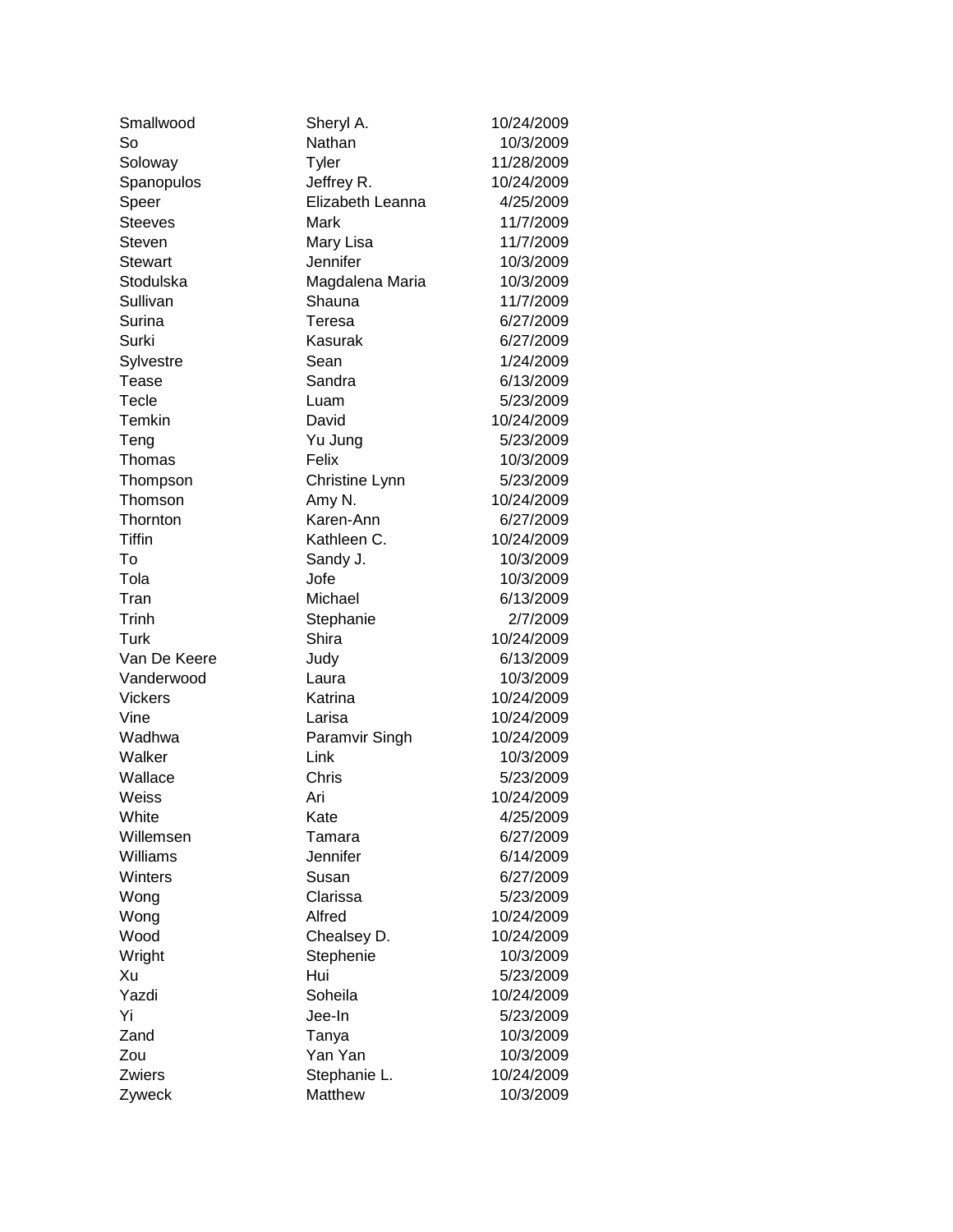| | | |
|---|---|---|
| Smallwood | Sheryl A. | 10/24/2009 |
| So | Nathan | 10/3/2009 |
| Soloway | Tyler | 11/28/2009 |
| Spanopulos | Jeffrey R. | 10/24/2009 |
| Speer | Elizabeth Leanna | 4/25/2009 |
| Steeves | Mark | 11/7/2009 |
| Steven | Mary Lisa | 11/7/2009 |
| Stewart | Jennifer | 10/3/2009 |
| Stodulska | Magdalena Maria | 10/3/2009 |
| Sullivan | Shauna | 11/7/2009 |
| Surina | Teresa | 6/27/2009 |
| Surki | Kasurak | 6/27/2009 |
| Sylvestre | Sean | 1/24/2009 |
| Tease | Sandra | 6/13/2009 |
| Tecle | Luam | 5/23/2009 |
| Temkin | David | 10/24/2009 |
| Teng | Yu Jung | 5/23/2009 |
| Thomas | Felix | 10/3/2009 |
| Thompson | Christine Lynn | 5/23/2009 |
| Thomson | Amy N. | 10/24/2009 |
| Thornton | Karen-Ann | 6/27/2009 |
| Tiffin | Kathleen C. | 10/24/2009 |
| To | Sandy J. | 10/3/2009 |
| Tola | Jofe | 10/3/2009 |
| Tran | Michael | 6/13/2009 |
| Trinh | Stephanie | 2/7/2009 |
| Turk | Shira | 10/24/2009 |
| Van De Keere | Judy | 6/13/2009 |
| Vanderwood | Laura | 10/3/2009 |
| Vickers | Katrina | 10/24/2009 |
| Vine | Larisa | 10/24/2009 |
| Wadhwa | Paramvir Singh | 10/24/2009 |
| Walker | Link | 10/3/2009 |
| Wallace | Chris | 5/23/2009 |
| Weiss | Ari | 10/24/2009 |
| White | Kate | 4/25/2009 |
| Willemsen | Tamara | 6/27/2009 |
| Williams | Jennifer | 6/14/2009 |
| Winters | Susan | 6/27/2009 |
| Wong | Clarissa | 5/23/2009 |
| Wong | Alfred | 10/24/2009 |
| Wood | Chealsey D. | 10/24/2009 |
| Wright | Stephenie | 10/3/2009 |
| Xu | Hui | 5/23/2009 |
| Yazdi | Soheila | 10/24/2009 |
| Yi | Jee-In | 5/23/2009 |
| Zand | Tanya | 10/3/2009 |
| Zou | Yan Yan | 10/3/2009 |
| Zwiers | Stephanie L. | 10/24/2009 |
| Zyweck | Matthew | 10/3/2009 |